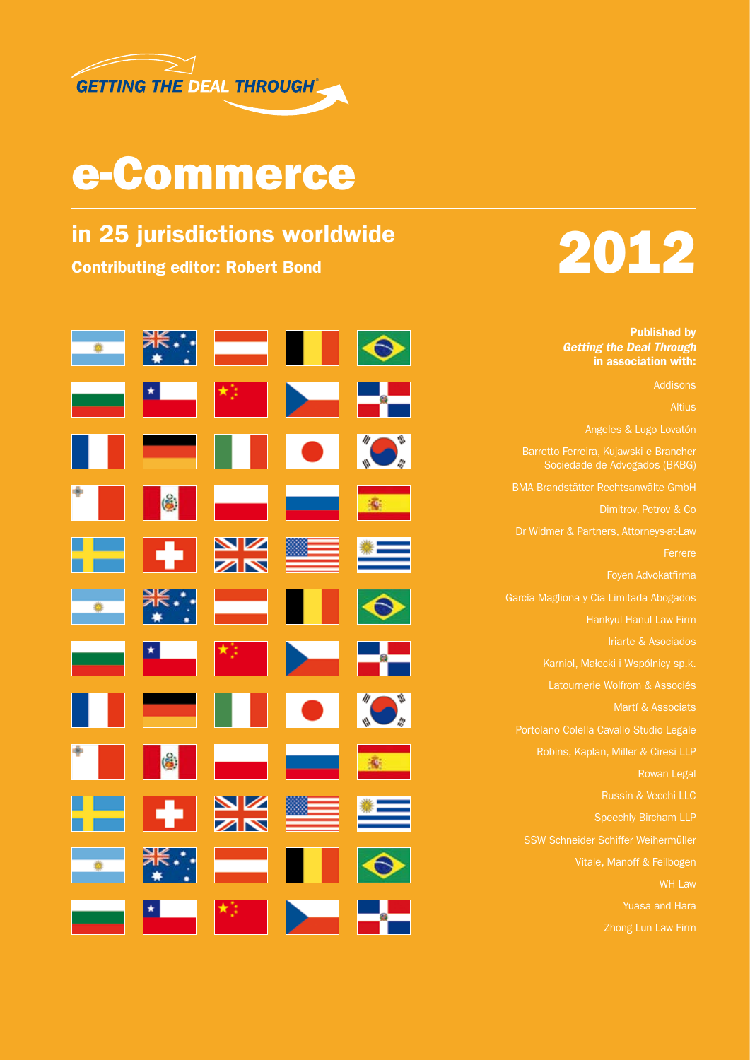GETTING THE DEAL THROUGH®

# e-Commerce

## in 25 jurisdictions worldwide

**Contributing editor: Robert Bond**

# 2012

**Published by**
***Getting the Deal Through***
**in association with:**

Addisons

Altius

Angeles & Lugo Lovatón

Barretto Ferreira, Kujawski e Brancher Sociedade de Advogados (BKBG)

BMA Brandstätter Rechtsanwälte GmbH

Dimitrov, Petrov & Co

Dr Widmer & Partners, Attorneys-at-Law

Ferrere

Foyen Advokatfirma

García Magliona y Cia Limitada Abogados

Hankyul Hanul Law Firm

Iriarte & Asociados

Karniol, Małecki i Wspólnicy sp.k.

Latournerie Wolfrom & Associés

Martí & Associats

Portolano Colella Cavallo Studio Legale

Robins, Kaplan, Miller & Ciresi LLP

Rowan Legal

Russin & Vecchi LLC

Speechly Bircham LLP

SSW Schneider Schiffer Weihermüller

Vitale, Manoff & Feilbogen

WH Law

Yuasa and Hara

Zhong Lun Law Firm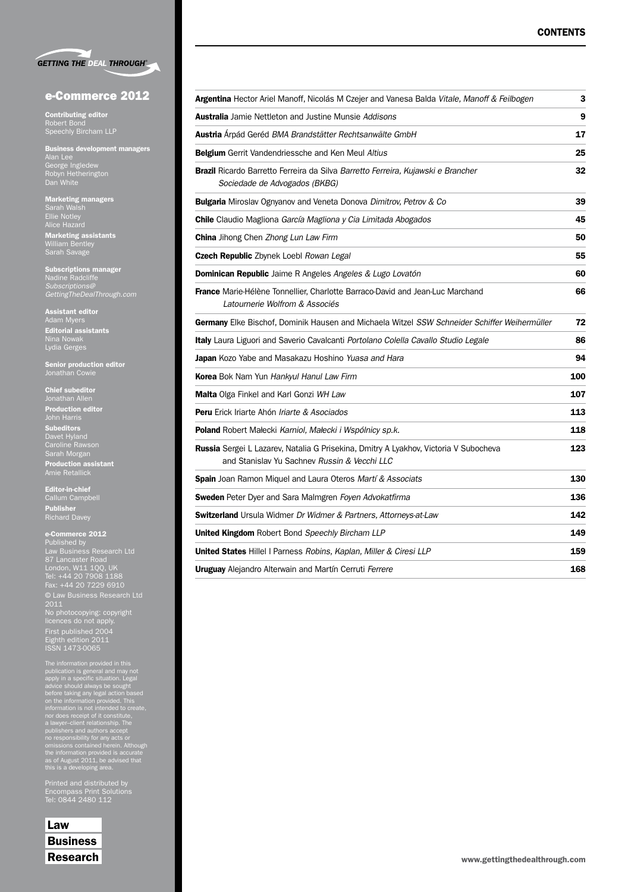GETTING THE DEAL THROUGH

# e-Commerce 2012

**Contributing editor**
Robert Bond
Speechly Bircham LLP

**Business development managers**
Alan Lee
George Ingledew
Robyn Hetherington
Dan White

**Marketing managers**
Sarah Walsh
Ellie Notley
Alice Hazard

**Marketing assistants**
William Bentley
Sarah Savage

**Subscriptions manager**
Nadine Radcliffe
*Subscriptions@GettingTheDealThrough.com*

**Assistant editor**
Adam Myers

**Editorial assistants**
Nina Nowak
Lydia Gerges

**Senior production editor**
Jonathan Cowie

**Chief subeditor**
Jonathan Allen

**Production editor**
John Harris

**Subeditors**
Davet Hyland
Caroline Rawson
Sarah Morgan

**Production assistant**
Amie Retallick

**Editor-in-chief**
Callum Campbell

**Publisher**
Richard Davey

**e-Commerce 2012**
Published by
Law Business Research Ltd
87 Lancaster Road
London, W11 1QQ, UK
Tel: +44 20 7908 1188
Fax: +44 20 7229 6910
© Law Business Research Ltd 2011
No photocopying: copyright licences do not apply.
First published 2004
Eighth edition 2011
ISSN 1473-0065

The information provided in this publication is general and may not apply in a specific situation. Legal advice should always be sought before taking any legal action based on the information provided. This information is not intended to create, nor does receipt of it constitute, a lawyer–client relationship. The publishers and authors accept no responsibility for any acts or omissions contained herein. Although the information provided is accurate as of August 2011, be advised that this is a developing area.

Printed and distributed by
Encompass Print Solutions
Tel: 0844 2480 112

Law Business Research

## CONTENTS

| | |
|---|---|
| **Argentina** Hector Ariel Manoff, Nicolás M Czejer and Vanesa Balda *Vitale, Manoff & Feilbogen* | **3** |
| **Australia** Jamie Nettleton and Justine Munsie *Addisons* | **9** |
| **Austria** Árpád Geréd *BMA Brandstätter Rechtsanwälte GmbH* | **17** |
| **Belgium** Gerrit Vandendriessche and Ken Meul *Altius* | **25** |
| **Brazil** Ricardo Barretto Ferreira da Silva *Barretto Ferreira, Kujawski e Brancher Sociedade de Advogados (BKBG)* | **32** |
| **Bulgaria** Miroslav Ognyanov and Veneta Donova *Dimitrov, Petrov & Co* | **39** |
| **Chile** Claudio Magliona *García Magliona y Cia Limitada Abogados* | **45** |
| **China** Jihong Chen *Zhong Lun Law Firm* | **50** |
| **Czech Republic** Zbynek Loebl *Rowan Legal* | **55** |
| **Dominican Republic** Jaime R Angeles *Angeles & Lugo Lovatón* | **60** |
| **France** Marie-Hélène Tonnellier, Charlotte Barraco-David and Jean-Luc Marchand *Latournerie Wolfrom & Associés* | **66** |
| **Germany** Elke Bischof, Dominik Hausen and Michaela Witzel *SSW Schneider Schiffer Weihermüller* | **72** |
| **Italy** Laura Liguori and Saverio Cavalcanti *Portolano Colella Cavallo Studio Legale* | **86** |
| **Japan** Kozo Yabe and Masakazu Hoshino *Yuasa and Hara* | **94** |
| **Korea** Bok Nam Yun *Hankyul Hanul Law Firm* | **100** |
| **Malta** Olga Finkel and Karl Gonzi *WH Law* | **107** |
| **Peru** Erick Iriarte Ahón *Iriarte & Asociados* | **113** |
| **Poland** Robert Małecki *Karniol, Małecki i Wspólnicy sp.k.* | **118** |
| **Russia** Sergei L Lazarev, Natalia G Prisekina, Dmitry A Lyakhov, Victoria V Subocheva and Stanislav Yu Sachnev *Russin & Vecchi LLC* | **123** |
| **Spain** Joan Ramon Miquel and Laura Oteros *Martí & Associats* | **130** |
| **Sweden** Peter Dyer and Sara Malmgren *Foyen Advokatfirma* | **136** |
| **Switzerland** Ursula Widmer *Dr Widmer & Partners, Attorneys-at-Law* | **142** |
| **United Kingdom** Robert Bond *Speechly Bircham LLP* | **149** |
| **United States** Hillel I Parness *Robins, Kaplan, Miller & Ciresi LLP* | **159** |
| **Uruguay** Alejandro Alterwain and Martín Cerruti *Ferrere* | **168** |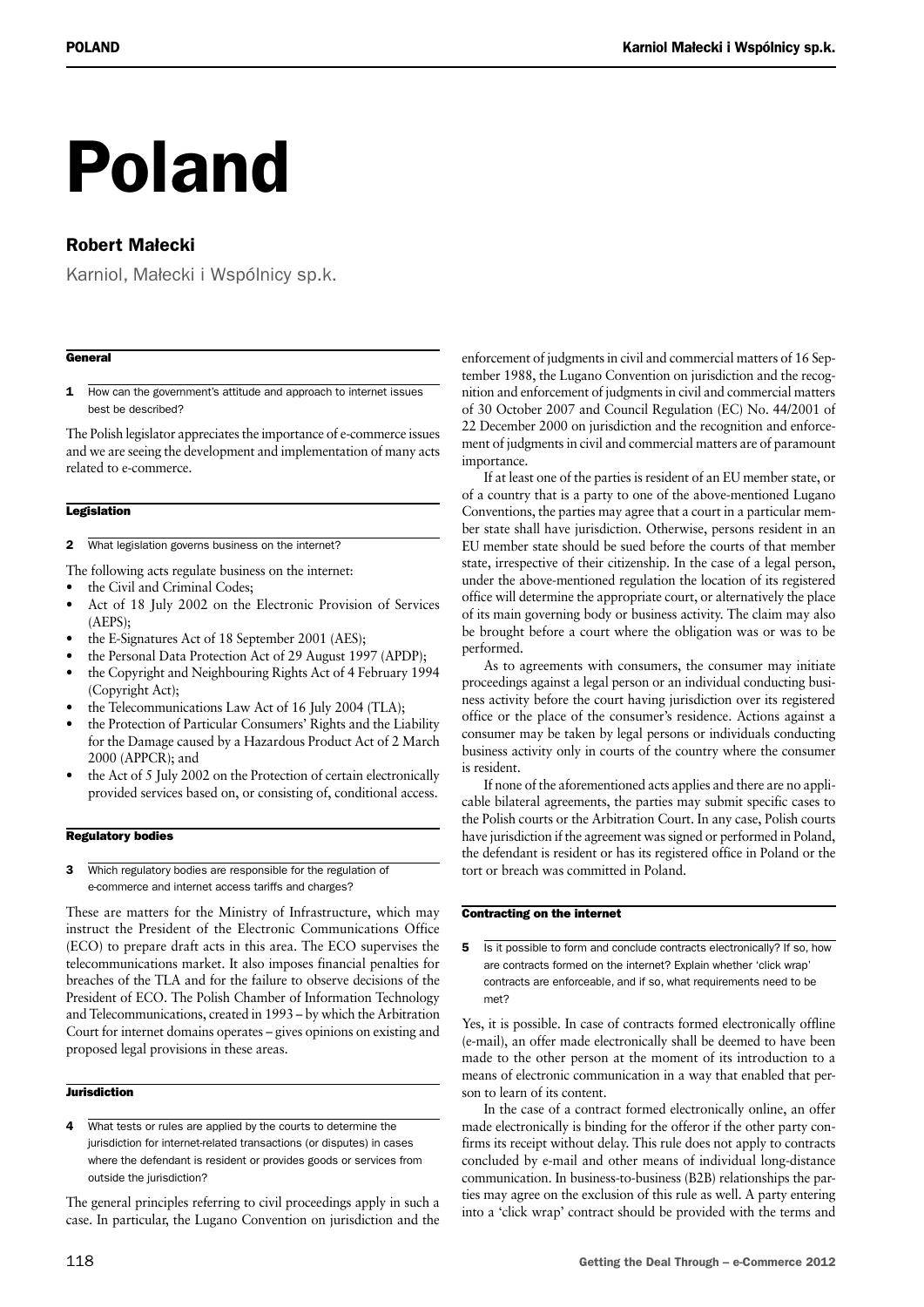# Poland

## Robert Małecki

Karniol, Małecki i Wspólnicy sp.k.

### General

**1** How can the government's attitude and approach to internet issues best be described?

The Polish legislator appreciates the importance of e-commerce issues and we are seeing the development and implementation of many acts related to e-commerce.

### Legislation

**2** What legislation governs business on the internet?

The following acts regulate business on the internet:

- the Civil and Criminal Codes;
- Act of 18 July 2002 on the Electronic Provision of Services (AEPS);
- the E-Signatures Act of 18 September 2001 (AES);
- the Personal Data Protection Act of 29 August 1997 (APDP);
- the Copyright and Neighbouring Rights Act of 4 February 1994 (Copyright Act);
- the Telecommunications Law Act of 16 July 2004 (TLA);
- the Protection of Particular Consumers' Rights and the Liability for the Damage caused by a Hazardous Product Act of 2 March 2000 (APPCR); and
- the Act of 5 July 2002 on the Protection of certain electronically provided services based on, or consisting of, conditional access.

### Regulatory bodies

**3** Which regulatory bodies are responsible for the regulation of e-commerce and internet access tariffs and charges?

These are matters for the Ministry of Infrastructure, which may instruct the President of the Electronic Communications Office (ECO) to prepare draft acts in this area. The ECO supervises the telecommunications market. It also imposes financial penalties for breaches of the TLA and for the failure to observe decisions of the President of ECO. The Polish Chamber of Information Technology and Telecommunications, created in 1993 – by which the Arbitration Court for internet domains operates – gives opinions on existing and proposed legal provisions in these areas.

### Jurisdiction

**4** What tests or rules are applied by the courts to determine the jurisdiction for internet-related transactions (or disputes) in cases where the defendant is resident or provides goods or services from outside the jurisdiction?

The general principles referring to civil proceedings apply in such a case. In particular, the Lugano Convention on jurisdiction and the enforcement of judgments in civil and commercial matters of 16 September 1988, the Lugano Convention on jurisdiction and the recognition and enforcement of judgments in civil and commercial matters of 30 October 2007 and Council Regulation (EC) No. 44/2001 of 22 December 2000 on jurisdiction and the recognition and enforcement of judgments in civil and commercial matters are of paramount importance.

If at least one of the parties is resident of an EU member state, or of a country that is a party to one of the above-mentioned Lugano Conventions, the parties may agree that a court in a particular member state shall have jurisdiction. Otherwise, persons resident in an EU member state should be sued before the courts of that member state, irrespective of their citizenship. In the case of a legal person, under the above-mentioned regulation the location of its registered office will determine the appropriate court, or alternatively the place of its main governing body or business activity. The claim may also be brought before a court where the obligation was or was to be performed.

As to agreements with consumers, the consumer may initiate proceedings against a legal person or an individual conducting business activity before the court having jurisdiction over its registered office or the place of the consumer's residence. Actions against a consumer may be taken by legal persons or individuals conducting business activity only in courts of the country where the consumer is resident.

If none of the aforementioned acts applies and there are no applicable bilateral agreements, the parties may submit specific cases to the Polish courts or the Arbitration Court. In any case, Polish courts have jurisdiction if the agreement was signed or performed in Poland, the defendant is resident or has its registered office in Poland or the tort or breach was committed in Poland.

### Contracting on the internet

**5** Is it possible to form and conclude contracts electronically? If so, how are contracts formed on the internet? Explain whether 'click wrap' contracts are enforceable, and if so, what requirements need to be met?

Yes, it is possible. In case of contracts formed electronically offline (e-mail), an offer made electronically shall be deemed to have been made to the other person at the moment of its introduction to a means of electronic communication in a way that enabled that person to learn of its content.

In the case of a contract formed electronically online, an offer made electronically is binding for the offeror if the other party confirms its receipt without delay. This rule does not apply to contracts concluded by e-mail and other means of individual long-distance communication. In business-to-business (B2B) relationships the parties may agree on the exclusion of this rule as well. A party entering into a 'click wrap' contract should be provided with the terms and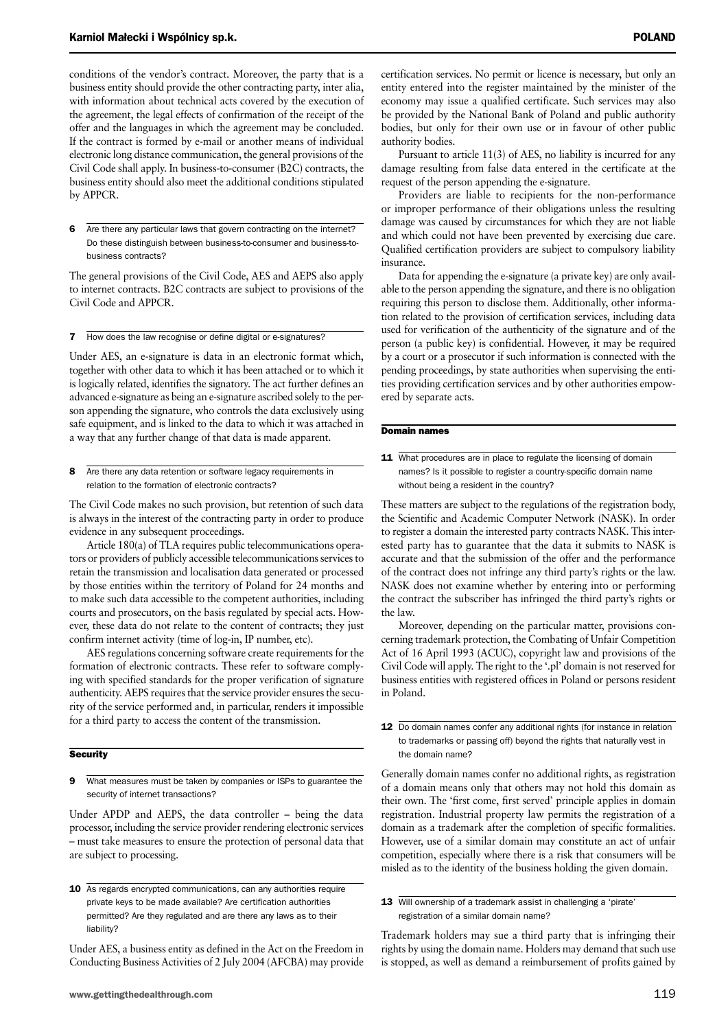conditions of the vendor's contract. Moreover, the party that is a business entity should provide the other contracting party, inter alia, with information about technical acts covered by the execution of the agreement, the legal effects of confirmation of the receipt of the offer and the languages in which the agreement may be concluded. If the contract is formed by e-mail or another means of individual electronic long distance communication, the general provisions of the Civil Code shall apply. In business-to-consumer (B2C) contracts, the business entity should also meet the additional conditions stipulated by APPCR.

**6 Are there any particular laws that govern contracting on the internet? Do these distinguish between business-to-consumer and business-to-business contracts?**

The general provisions of the Civil Code, AES and AEPS also apply to internet contracts. B2C contracts are subject to provisions of the Civil Code and APPCR.

**7 How does the law recognise or define digital or e-signatures?**

Under AES, an e-signature is data in an electronic format which, together with other data to which it has been attached or to which it is logically related, identifies the signatory. The act further defines an advanced e-signature as being an e-signature ascribed solely to the person appending the signature, who controls the data exclusively using safe equipment, and is linked to the data to which it was attached in a way that any further change of that data is made apparent.

**8 Are there any data retention or software legacy requirements in relation to the formation of electronic contracts?**

The Civil Code makes no such provision, but retention of such data is always in the interest of the contracting party in order to produce evidence in any subsequent proceedings.

Article 180(a) of TLA requires public telecommunications operators or providers of publicly accessible telecommunications services to retain the transmission and localisation data generated or processed by those entities within the territory of Poland for 24 months and to make such data accessible to the competent authorities, including courts and prosecutors, on the basis regulated by special acts. However, these data do not relate to the content of contracts; they just confirm internet activity (time of log-in, IP number, etc).

AES regulations concerning software create requirements for the formation of electronic contracts. These refer to software complying with specified standards for the proper verification of signature authenticity. AEPS requires that the service provider ensures the security of the service performed and, in particular, renders it impossible for a third party to access the content of the transmission.

## Security

**9 What measures must be taken by companies or ISPs to guarantee the security of internet transactions?**

Under APDP and AEPS, the data controller – being the data processor, including the service provider rendering electronic services – must take measures to ensure the protection of personal data that are subject to processing.

**10 As regards encrypted communications, can any authorities require private keys to be made available? Are certification authorities permitted? Are they regulated and are there any laws as to their liability?**

Under AES, a business entity as defined in the Act on the Freedom in Conducting Business Activities of 2 July 2004 (AFCBA) may provide certification services. No permit or licence is necessary, but only an entity entered into the register maintained by the minister of the economy may issue a qualified certificate. Such services may also be provided by the National Bank of Poland and public authority bodies, but only for their own use or in favour of other public authority bodies.

Pursuant to article 11(3) of AES, no liability is incurred for any damage resulting from false data entered in the certificate at the request of the person appending the e-signature.

Providers are liable to recipients for the non-performance or improper performance of their obligations unless the resulting damage was caused by circumstances for which they are not liable and which could not have been prevented by exercising due care. Qualified certification providers are subject to compulsory liability insurance.

Data for appending the e-signature (a private key) are only available to the person appending the signature, and there is no obligation requiring this person to disclose them. Additionally, other information related to the provision of certification services, including data used for verification of the authenticity of the signature and of the person (a public key) is confidential. However, it may be required by a court or a prosecutor if such information is connected with the pending proceedings, by state authorities when supervising the entities providing certification services and by other authorities empowered by separate acts.

## Domain names

**11 What procedures are in place to regulate the licensing of domain names? Is it possible to register a country-specific domain name without being a resident in the country?**

These matters are subject to the regulations of the registration body, the Scientific and Academic Computer Network (NASK). In order to register a domain the interested party contracts NASK. This interested party has to guarantee that the data it submits to NASK is accurate and that the submission of the offer and the performance of the contract does not infringe any third party's rights or the law. NASK does not examine whether by entering into or performing the contract the subscriber has infringed the third party's rights or the law.

Moreover, depending on the particular matter, provisions concerning trademark protection, the Combating of Unfair Competition Act of 16 April 1993 (ACUC), copyright law and provisions of the Civil Code will apply. The right to the '.pl' domain is not reserved for business entities with registered offices in Poland or persons resident in Poland.

**12 Do domain names confer any additional rights (for instance in relation to trademarks or passing off) beyond the rights that naturally vest in the domain name?**

Generally domain names confer no additional rights, as registration of a domain means only that others may not hold this domain as their own. The 'first come, first served' principle applies in domain registration. Industrial property law permits the registration of a domain as a trademark after the completion of specific formalities. However, use of a similar domain may constitute an act of unfair competition, especially where there is a risk that consumers will be misled as to the identity of the business holding the given domain.

**13 Will ownership of a trademark assist in challenging a 'pirate' registration of a similar domain name?**

Trademark holders may sue a third party that is infringing their rights by using the domain name. Holders may demand that such use is stopped, as well as demand a reimbursement of profits gained by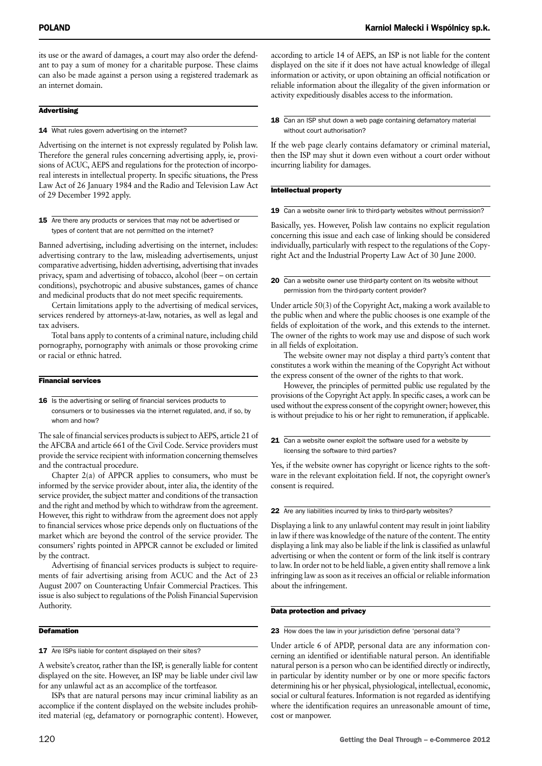its use or the award of damages, a court may also order the defendant to pay a sum of money for a charitable purpose. These claims can also be made against a person using a registered trademark as an internet domain.

## Advertising

### 14 What rules govern advertising on the internet?

Advertising on the internet is not expressly regulated by Polish law. Therefore the general rules concerning advertising apply, ie, provisions of ACUC, AEPS and regulations for the protection of incorporeal interests in intellectual property. In specific situations, the Press Law Act of 26 January 1984 and the Radio and Television Law Act of 29 December 1992 apply.

### 15 Are there any products or services that may not be advertised or types of content that are not permitted on the internet?

Banned advertising, including advertising on the internet, includes: advertising contrary to the law, misleading advertisements, unjust comparative advertising, hidden advertising, advertising that invades privacy, spam and advertising of tobacco, alcohol (beer – on certain conditions), psychotropic and abusive substances, games of chance and medicinal products that do not meet specific requirements.

Certain limitations apply to the advertising of medical services, services rendered by attorneys-at-law, notaries, as well as legal and tax advisers.

Total bans apply to contents of a criminal nature, including child pornography, pornography with animals or those provoking crime or racial or ethnic hatred.

## Financial services

### 16 Is the advertising or selling of financial services products to consumers or to businesses via the internet regulated, and, if so, by whom and how?

The sale of financial services products is subject to AEPS, article 21 of the AFCBA and article 661 of the Civil Code. Service providers must provide the service recipient with information concerning themselves and the contractual procedure.

Chapter 2(a) of APPCR applies to consumers, who must be informed by the service provider about, inter alia, the identity of the service provider, the subject matter and conditions of the transaction and the right and method by which to withdraw from the agreement. However, this right to withdraw from the agreement does not apply to financial services whose price depends only on fluctuations of the market which are beyond the control of the service provider. The consumers' rights pointed in APPCR cannot be excluded or limited by the contract.

Advertising of financial services products is subject to requirements of fair advertising arising from ACUC and the Act of 23 August 2007 on Counteracting Unfair Commercial Practices. This issue is also subject to regulations of the Polish Financial Supervision Authority.

## Defamation

### 17 Are ISPs liable for content displayed on their sites?

A website's creator, rather than the ISP, is generally liable for content displayed on the site. However, an ISP may be liable under civil law for any unlawful act as an accomplice of the tortfeasor.

ISPs that are natural persons may incur criminal liability as an accomplice if the content displayed on the website includes prohibited material (eg, defamatory or pornographic content). However, according to article 14 of AEPS, an ISP is not liable for the content displayed on the site if it does not have actual knowledge of illegal information or activity, or upon obtaining an official notification or reliable information about the illegality of the given information or activity expeditiously disables access to the information.

### 18 Can an ISP shut down a web page containing defamatory material without court authorisation?

If the web page clearly contains defamatory or criminal material, then the ISP may shut it down even without a court order without incurring liability for damages.

## Intellectual property

### 19 Can a website owner link to third-party websites without permission?

Basically, yes. However, Polish law contains no explicit regulation concerning this issue and each case of linking should be considered individually, particularly with respect to the regulations of the Copyright Act and the Industrial Property Law Act of 30 June 2000.

### 20 Can a website owner use third-party content on its website without permission from the third-party content provider?

Under article 50(3) of the Copyright Act, making a work available to the public when and where the public chooses is one example of the fields of exploitation of the work, and this extends to the internet. The owner of the rights to work may use and dispose of such work in all fields of exploitation.

The website owner may not display a third party's content that constitutes a work within the meaning of the Copyright Act without the express consent of the owner of the rights to that work.

However, the principles of permitted public use regulated by the provisions of the Copyright Act apply. In specific cases, a work can be used without the express consent of the copyright owner; however, this is without prejudice to his or her right to remuneration, if applicable.

### 21 Can a website owner exploit the software used for a website by licensing the software to third parties?

Yes, if the website owner has copyright or licence rights to the software in the relevant exploitation field. If not, the copyright owner's consent is required.

### 22 Are any liabilities incurred by links to third-party websites?

Displaying a link to any unlawful content may result in joint liability in law if there was knowledge of the nature of the content. The entity displaying a link may also be liable if the link is classified as unlawful advertising or when the content or form of the link itself is contrary to law. In order not to be held liable, a given entity shall remove a link infringing law as soon as it receives an official or reliable information about the infringement.

## Data protection and privacy

### 23 How does the law in your jurisdiction define 'personal data'?

Under article 6 of APDP, personal data are any information concerning an identified or identifiable natural person. An identifiable natural person is a person who can be identified directly or indirectly, in particular by identity number or by one or more specific factors determining his or her physical, physiological, intellectual, economic, social or cultural features. Information is not regarded as identifying where the identification requires an unreasonable amount of time, cost or manpower.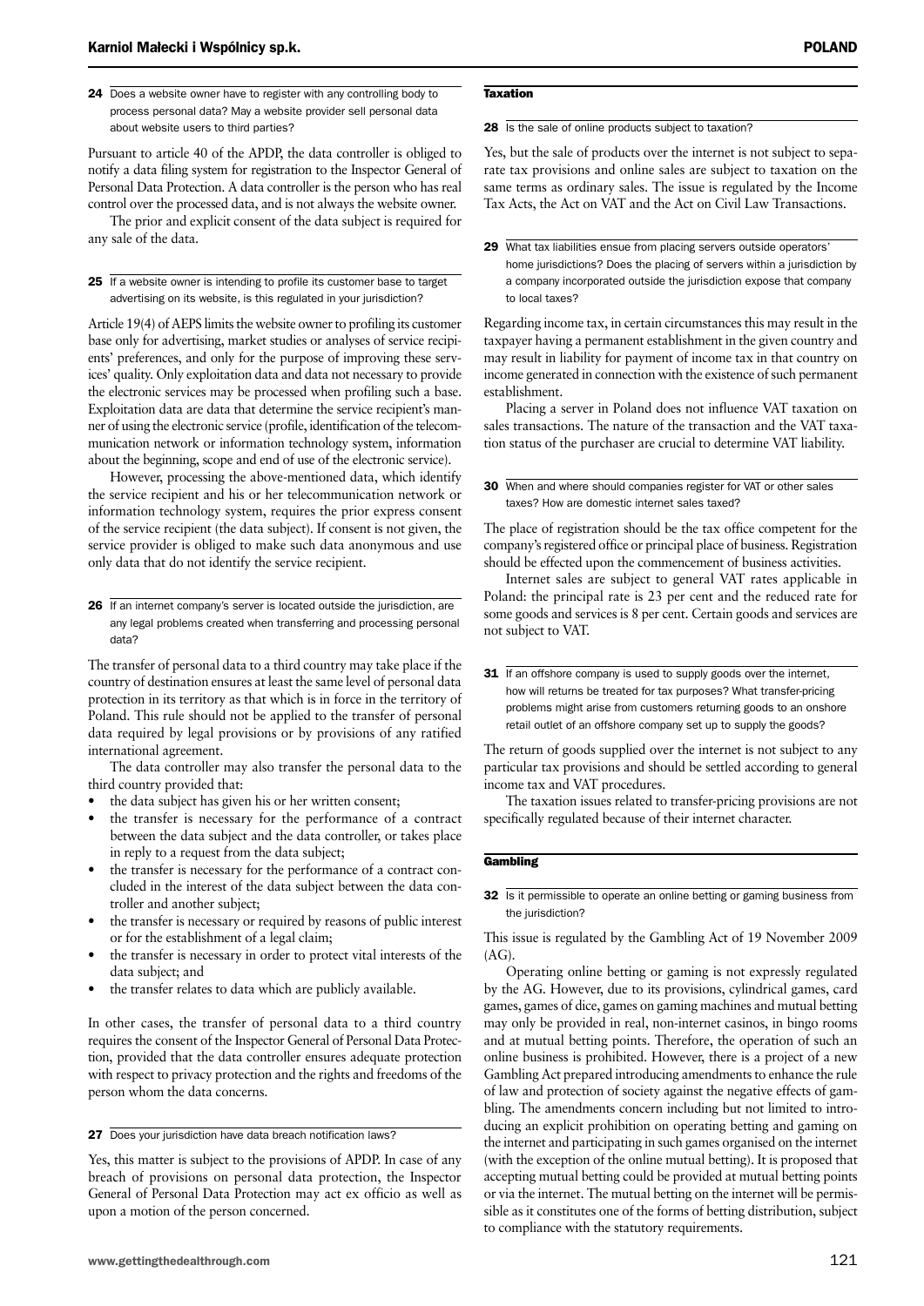**24** Does a website owner have to register with any controlling body to process personal data? May a website provider sell personal data about website users to third parties?

Pursuant to article 40 of the APDP, the data controller is obliged to notify a data filing system for registration to the Inspector General of Personal Data Protection. A data controller is the person who has real control over the processed data, and is not always the website owner.

The prior and explicit consent of the data subject is required for any sale of the data.

**25** If a website owner is intending to profile its customer base to target advertising on its website, is this regulated in your jurisdiction?

Article 19(4) of AEPS limits the website owner to profiling its customer base only for advertising, market studies or analyses of service recipients' preferences, and only for the purpose of improving these services' quality. Only exploitation data and data not necessary to provide the electronic services may be processed when profiling such a base. Exploitation data are data that determine the service recipient's manner of using the electronic service (profile, identification of the telecommunication network or information technology system, information about the beginning, scope and end of use of the electronic service).

However, processing the above-mentioned data, which identify the service recipient and his or her telecommunication network or information technology system, requires the prior express consent of the service recipient (the data subject). If consent is not given, the service provider is obliged to make such data anonymous and use only data that do not identify the service recipient.

**26** If an internet company's server is located outside the jurisdiction, are any legal problems created when transferring and processing personal data?

The transfer of personal data to a third country may take place if the country of destination ensures at least the same level of personal data protection in its territory as that which is in force in the territory of Poland. This rule should not be applied to the transfer of personal data required by legal provisions or by provisions of any ratified international agreement.

The data controller may also transfer the personal data to the third country provided that:

- the data subject has given his or her written consent;
- the transfer is necessary for the performance of a contract between the data subject and the data controller, or takes place in reply to a request from the data subject;
- the transfer is necessary for the performance of a contract concluded in the interest of the data subject between the data controller and another subject;
- the transfer is necessary or required by reasons of public interest or for the establishment of a legal claim;
- the transfer is necessary in order to protect vital interests of the data subject; and
- the transfer relates to data which are publicly available.

In other cases, the transfer of personal data to a third country requires the consent of the Inspector General of Personal Data Protection, provided that the data controller ensures adequate protection with respect to privacy protection and the rights and freedoms of the person whom the data concerns.

**27** Does your jurisdiction have data breach notification laws?

Yes, this matter is subject to the provisions of APDP. In case of any breach of provisions on personal data protection, the Inspector General of Personal Data Protection may act ex officio as well as upon a motion of the person concerned.

## Taxation

**28** Is the sale of online products subject to taxation?

Yes, but the sale of products over the internet is not subject to separate tax provisions and online sales are subject to taxation on the same terms as ordinary sales. The issue is regulated by the Income Tax Acts, the Act on VAT and the Act on Civil Law Transactions.

**29** What tax liabilities ensue from placing servers outside operators' home jurisdictions? Does the placing of servers within a jurisdiction by a company incorporated outside the jurisdiction expose that company to local taxes?

Regarding income tax, in certain circumstances this may result in the taxpayer having a permanent establishment in the given country and may result in liability for payment of income tax in that country on income generated in connection with the existence of such permanent establishment.

Placing a server in Poland does not influence VAT taxation on sales transactions. The nature of the transaction and the VAT taxation status of the purchaser are crucial to determine VAT liability.

**30** When and where should companies register for VAT or other sales taxes? How are domestic internet sales taxed?

The place of registration should be the tax office competent for the company's registered office or principal place of business. Registration should be effected upon the commencement of business activities.

Internet sales are subject to general VAT rates applicable in Poland: the principal rate is 23 per cent and the reduced rate for some goods and services is 8 per cent. Certain goods and services are not subject to VAT.

**31** If an offshore company is used to supply goods over the internet, how will returns be treated for tax purposes? What transfer-pricing problems might arise from customers returning goods to an onshore retail outlet of an offshore company set up to supply the goods?

The return of goods supplied over the internet is not subject to any particular tax provisions and should be settled according to general income tax and VAT procedures.

The taxation issues related to transfer-pricing provisions are not specifically regulated because of their internet character.

## Gambling

**32** Is it permissible to operate an online betting or gaming business from the jurisdiction?

This issue is regulated by the Gambling Act of 19 November 2009 (AG).

Operating online betting or gaming is not expressly regulated by the AG. However, due to its provisions, cylindrical games, card games, games of dice, games on gaming machines and mutual betting may only be provided in real, non-internet casinos, in bingo rooms and at mutual betting points. Therefore, the operation of such an online business is prohibited. However, there is a project of a new Gambling Act prepared introducing amendments to enhance the rule of law and protection of society against the negative effects of gambling. The amendments concern including but not limited to introducing an explicit prohibition on operating betting and gaming on the internet and participating in such games organised on the internet (with the exception of the online mutual betting). It is proposed that accepting mutual betting could be provided at mutual betting points or via the internet. The mutual betting on the internet will be permissible as it constitutes one of the forms of betting distribution, subject to compliance with the statutory requirements.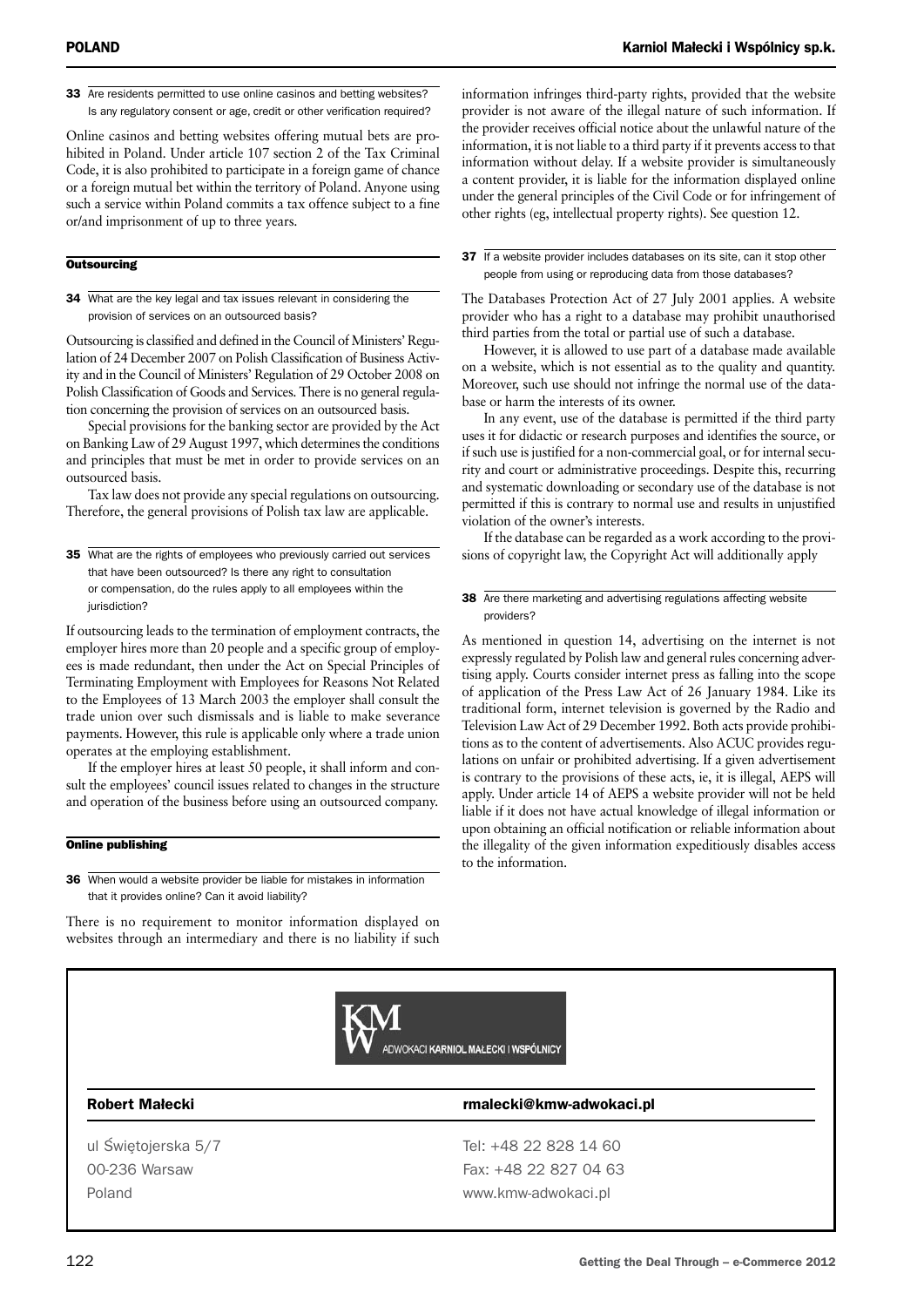**33** Are residents permitted to use online casinos and betting websites? Is any regulatory consent or age, credit or other verification required?

Online casinos and betting websites offering mutual bets are prohibited in Poland. Under article 107 section 2 of the Tax Criminal Code, it is also prohibited to participate in a foreign game of chance or a foreign mutual bet within the territory of Poland. Anyone using such a service within Poland commits a tax offence subject to a fine or/and imprisonment of up to three years.

## Outsourcing

**34** What are the key legal and tax issues relevant in considering the provision of services on an outsourced basis?

Outsourcing is classified and defined in the Council of Ministers' Regulation of 24 December 2007 on Polish Classification of Business Activity and in the Council of Ministers' Regulation of 29 October 2008 on Polish Classification of Goods and Services. There is no general regulation concerning the provision of services on an outsourced basis.

Special provisions for the banking sector are provided by the Act on Banking Law of 29 August 1997, which determines the conditions and principles that must be met in order to provide services on an outsourced basis.

Tax law does not provide any special regulations on outsourcing. Therefore, the general provisions of Polish tax law are applicable.

**35** What are the rights of employees who previously carried out services that have been outsourced? Is there any right to consultation or compensation, do the rules apply to all employees within the jurisdiction?

If outsourcing leads to the termination of employment contracts, the employer hires more than 20 people and a specific group of employees is made redundant, then under the Act on Special Principles of Terminating Employment with Employees for Reasons Not Related to the Employees of 13 March 2003 the employer shall consult the trade union over such dismissals and is liable to make severance payments. However, this rule is applicable only where a trade union operates at the employing establishment.

If the employer hires at least 50 people, it shall inform and consult the employees' council issues related to changes in the structure and operation of the business before using an outsourced company.

## Online publishing

**36** When would a website provider be liable for mistakes in information that it provides online? Can it avoid liability?

There is no requirement to monitor information displayed on websites through an intermediary and there is no liability if such information infringes third-party rights, provided that the website provider is not aware of the illegal nature of such information. If the provider receives official notice about the unlawful nature of the information, it is not liable to a third party if it prevents access to that information without delay. If a website provider is simultaneously a content provider, it is liable for the information displayed online under the general principles of the Civil Code or for infringement of other rights (eg, intellectual property rights). See question 12.

**37** If a website provider includes databases on its site, can it stop other people from using or reproducing data from those databases?

The Databases Protection Act of 27 July 2001 applies. A website provider who has a right to a database may prohibit unauthorised third parties from the total or partial use of such a database.

However, it is allowed to use part of a database made available on a website, which is not essential as to the quality and quantity. Moreover, such use should not infringe the normal use of the database or harm the interests of its owner.

In any event, use of the database is permitted if the third party uses it for didactic or research purposes and identifies the source, or if such use is justified for a non-commercial goal, or for internal security and court or administrative proceedings. Despite this, recurring and systematic downloading or secondary use of the database is not permitted if this is contrary to normal use and results in unjustified violation of the owner's interests.

If the database can be regarded as a work according to the provisions of copyright law, the Copyright Act will additionally apply

**38** Are there marketing and advertising regulations affecting website providers?

As mentioned in question 14, advertising on the internet is not expressly regulated by Polish law and general rules concerning advertising apply. Courts consider internet press as falling into the scope of application of the Press Law Act of 26 January 1984. Like its traditional form, internet television is governed by the Radio and Television Law Act of 29 December 1992. Both acts provide prohibitions as to the content of advertisements. Also ACUC provides regulations on unfair or prohibited advertising. If a given advertisement is contrary to the provisions of these acts, ie, it is illegal, AEPS will apply. Under article 14 of AEPS a website provider will not be held liable if it does not have actual knowledge of illegal information or upon obtaining an official notification or reliable information about the illegality of the given information expeditiously disables access to the information.

---

KMW ADWOKACI KARNIOL MAŁECKI I WSPÓLNICY

| **Robert Małecki** | **rmalecki@kmw-adwokaci.pl** |
|---|---|
| ul Świętojerska 5/7 | Tel: +48 22 828 14 60 |
| 00-236 Warsaw | Fax: +48 22 827 04 63 |
| Poland | www.kmw-adwokaci.pl |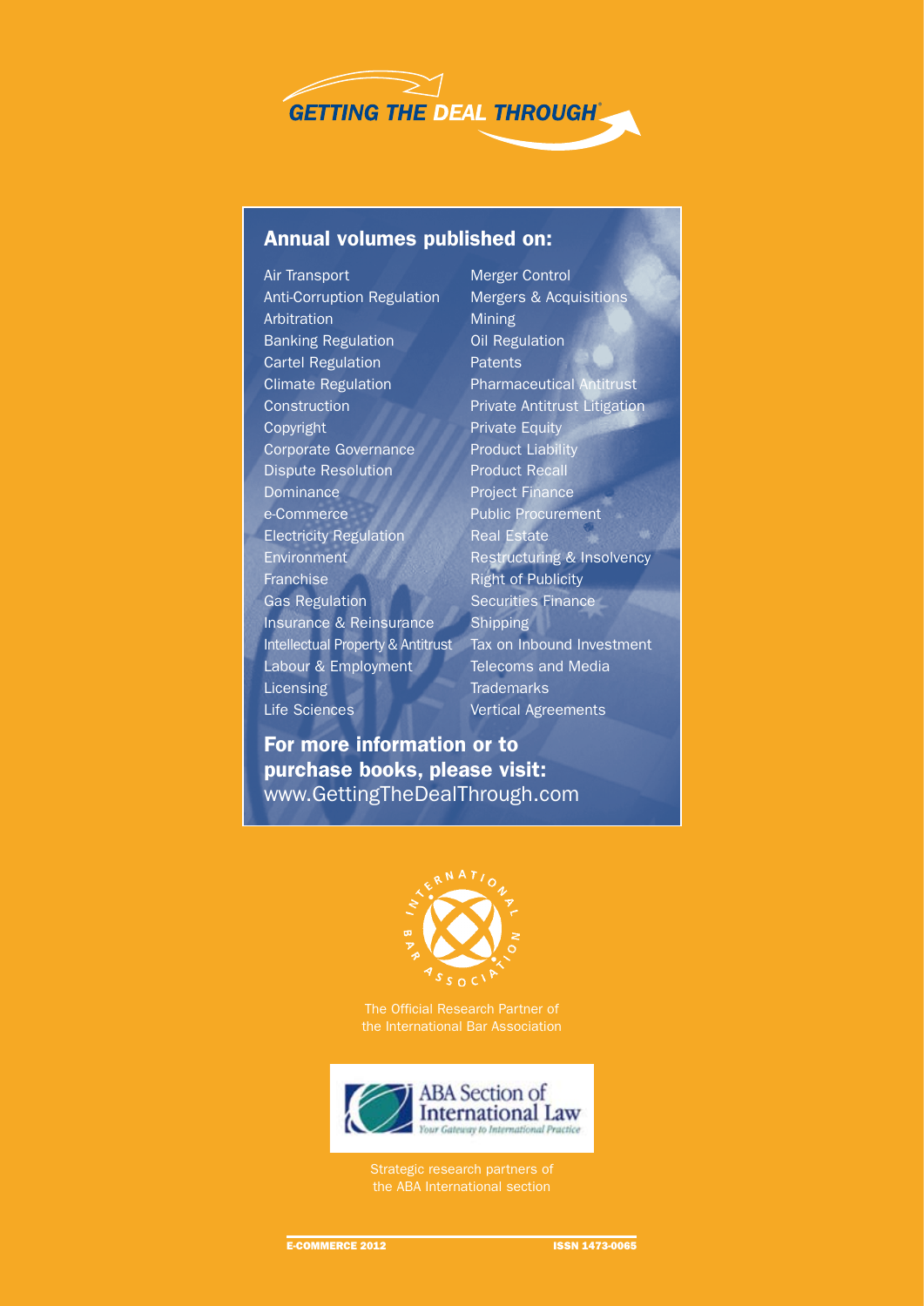GETTING THE DEAL THROUGH®

## Annual volumes published on:

Air Transport
Anti-Corruption Regulation
Arbitration
Banking Regulation
Cartel Regulation
Climate Regulation
Construction
Copyright
Corporate Governance
Dispute Resolution
Dominance
e-Commerce
Electricity Regulation
Environment
Franchise
Gas Regulation
Insurance & Reinsurance
Intellectual Property & Antitrust
Labour & Employment
Licensing
Life Sciences
Merger Control
Mergers & Acquisitions
Mining
Oil Regulation
Patents
Pharmaceutical Antitrust
Private Antitrust Litigation
Private Equity
Product Liability
Product Recall
Project Finance
Public Procurement
Real Estate
Restructuring & Insolvency
Right of Publicity
Securities Finance
Shipping
Tax on Inbound Investment
Telecoms and Media
Trademarks
Vertical Agreements

**For more information or to purchase books, please visit:**
www.GettingTheDealThrough.com

INTERNATIONAL BAR ASSOCIATION

The Official Research Partner of the International Bar Association

ABA Section of International Law
*Your Gateway to International Practice*

Strategic research partners of the ABA International section

E-COMMERCE 2012 ISSN 1473-0065